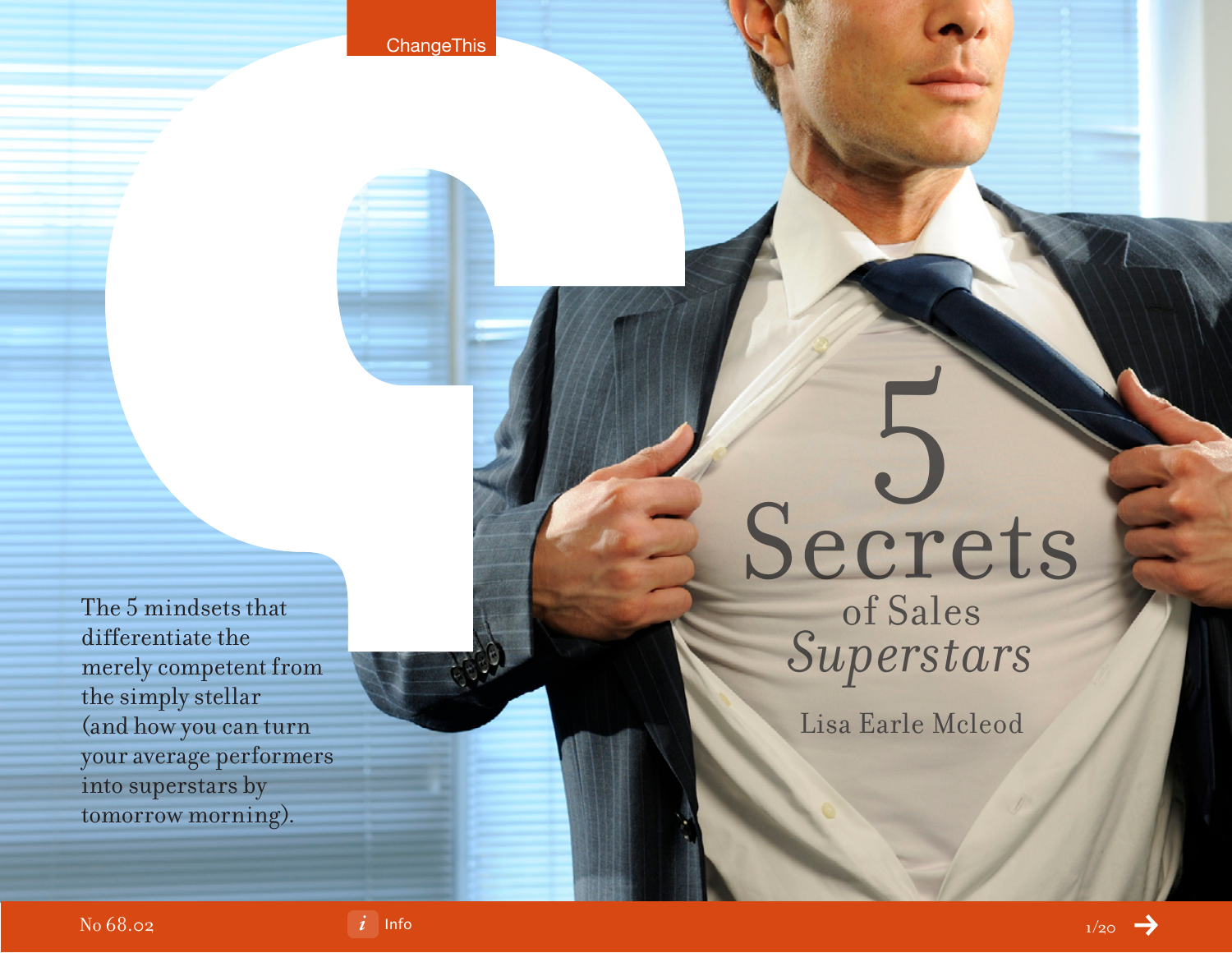# 5 Secrets of Sales *Superstars*

Lisa Earle Mcleod

The 5 mindsets that differentiate the merely competent from the simply stellar (and how you can turn your average performers into superstars by tomorrow morning).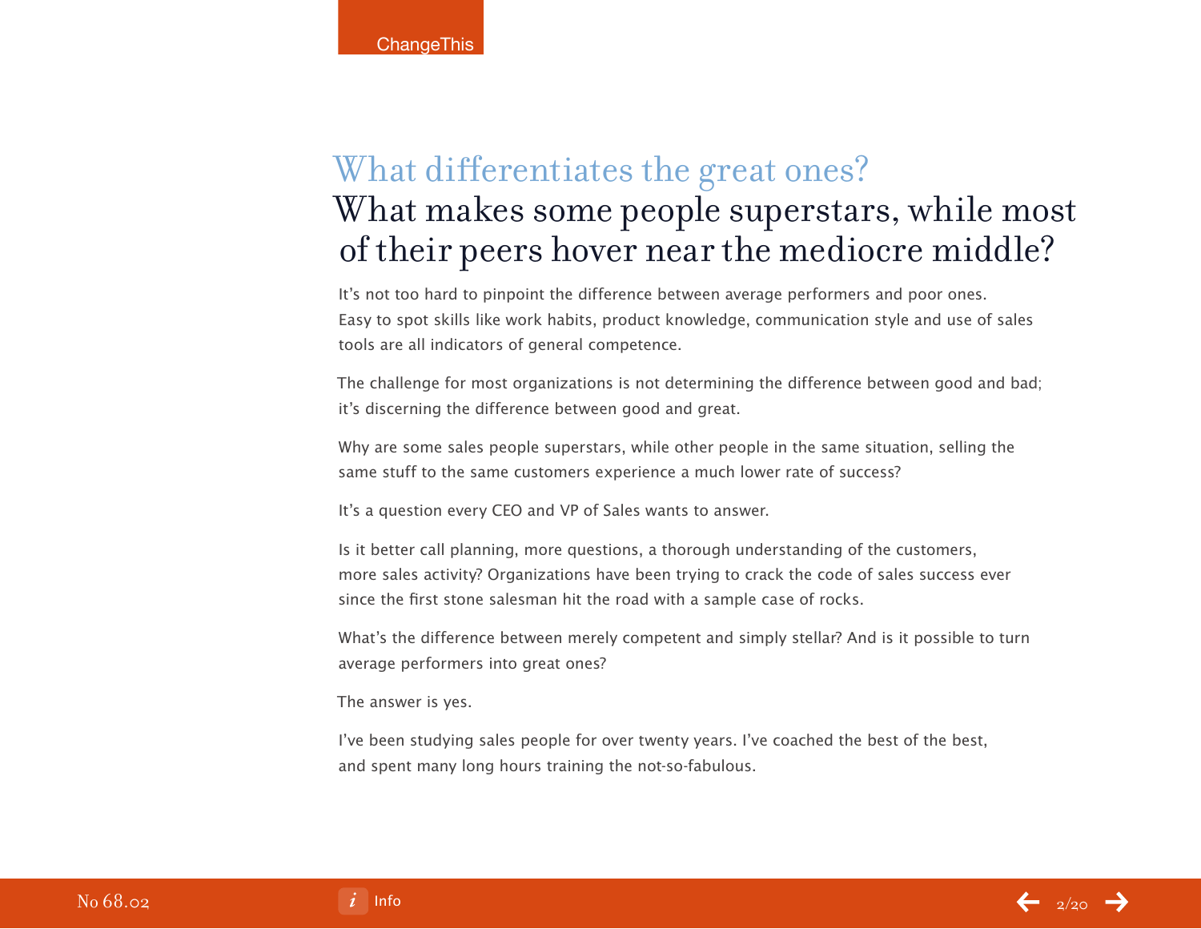## What differentiates the great ones?

# What makes some people superstars, while most of their peers hover near the mediocre middle?

It's not too hard to pinpoint the difference between average performers and poor ones. Easy to spot skills like work habits, product knowledge, communication style and use of sales tools are all indicators of general competence.

The challenge for most organizations is not determining the difference between good and bad; it's discerning the difference between good and great.

Why are some sales people superstars, while other people in the same situation, selling the same stuff to the same customers experience a much lower rate of success?

It's a question every CEO and VP of Sales wants to answer.

Is it better call planning, more questions, a thorough understanding of the customers, more sales activity? Organizations have been trying to crack the code of sales success ever since the first stone salesman hit the road with a sample case of rocks.

What's the difference between merely competent and simply stellar? And is it possible to turn average performers into great ones?

The answer is yes.

I've been studying sales people for over twenty years. I've coached the best of the best, and spent many long hours training the not-so-fabulous.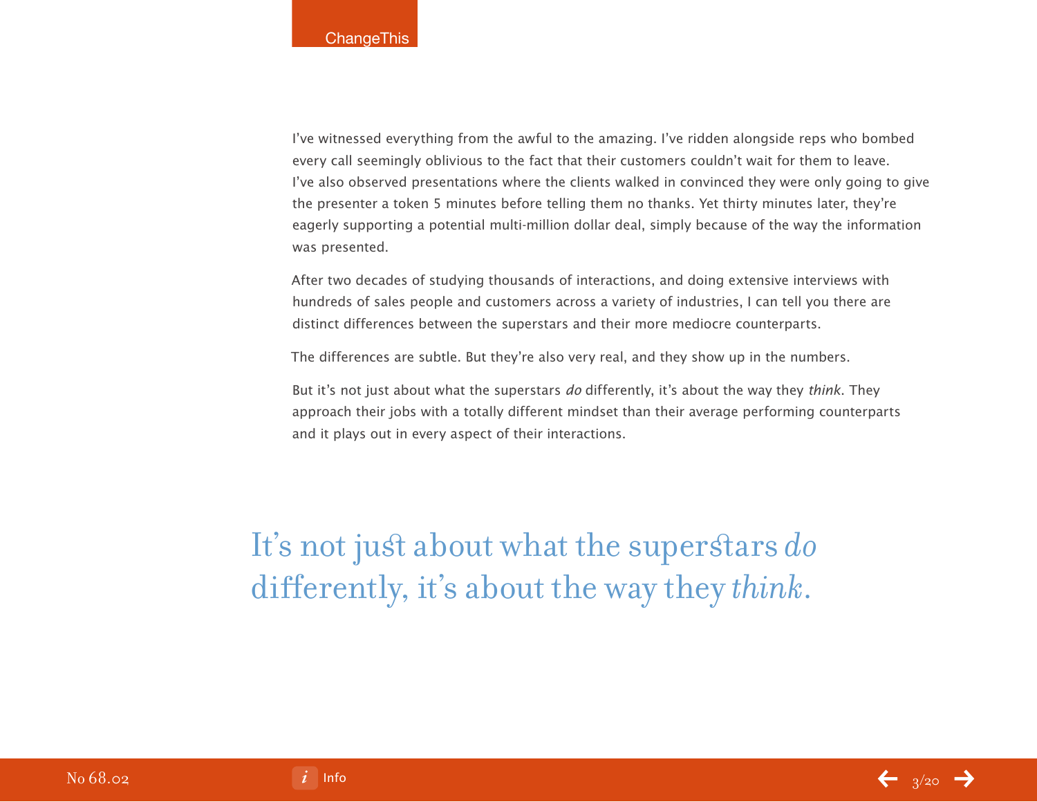I've witnessed everything from the awful to the amazing. I've ridden alongside reps who bombed every call seemingly oblivious to the fact that their customers couldn't wait for them to leave. I've also observed presentations where the clients walked in convinced they were only going to give the presenter a token 5 minutes before telling them no thanks. Yet thirty minutes later, they're eagerly supporting a potential multi-million dollar deal, simply because of the way the information was presented.

After two decades of studying thousands of interactions, and doing extensive interviews with hundreds of sales people and customers across a variety of industries, I can tell you there are distinct differences between the superstars and their more mediocre counterparts.

The differences are subtle. But they're also very real, and they show up in the numbers.

But it's not just about what the superstars *do* differently, it's about the way they *think*. They approach their jobs with a totally different mindset than their average performing counterparts and it plays out in every aspect of their interactions.

> It's not just about what the superstars *do* differently, it's about the way they *think*.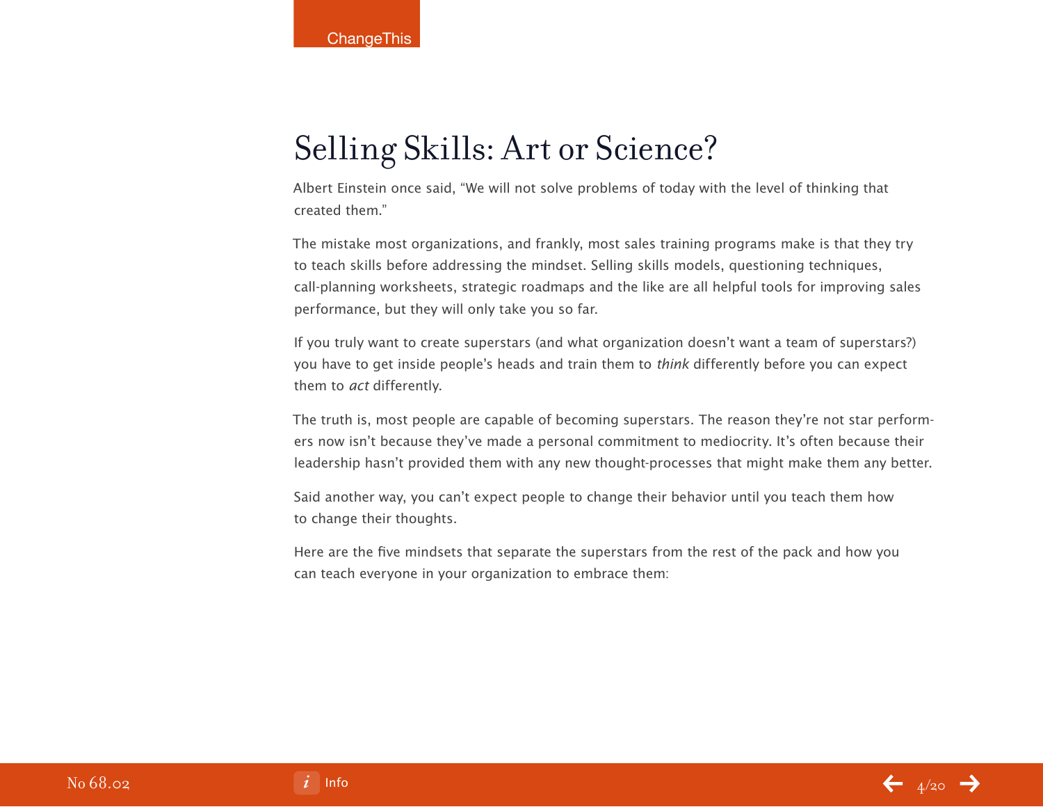# Selling Skills: Art or Science?

Albert Einstein once said, "We will not solve problems of today with the level of thinking that created them."

The mistake most organizations, and frankly, most sales training programs make is that they try to teach skills before addressing the mindset. Selling skills models, questioning techniques, call-planning worksheets, strategic roadmaps and the like are all helpful tools for improving sales performance, but they will only take you so far.

If you truly want to create superstars (and what organization doesn't want a team of superstars?) you have to get inside people's heads and train them to *think* differently before you can expect them to *act* differently.

The truth is, most people are capable of becoming superstars. The reason they're not star performers now isn't because they've made a personal commitment to mediocrity. It's often because their leadership hasn't provided them with any new thought-processes that might make them any better.

Said another way, you can't expect people to change their behavior until you teach them how to change their thoughts.

Here are the five mindsets that separate the superstars from the rest of the pack and how you can teach everyone in your organization to embrace them: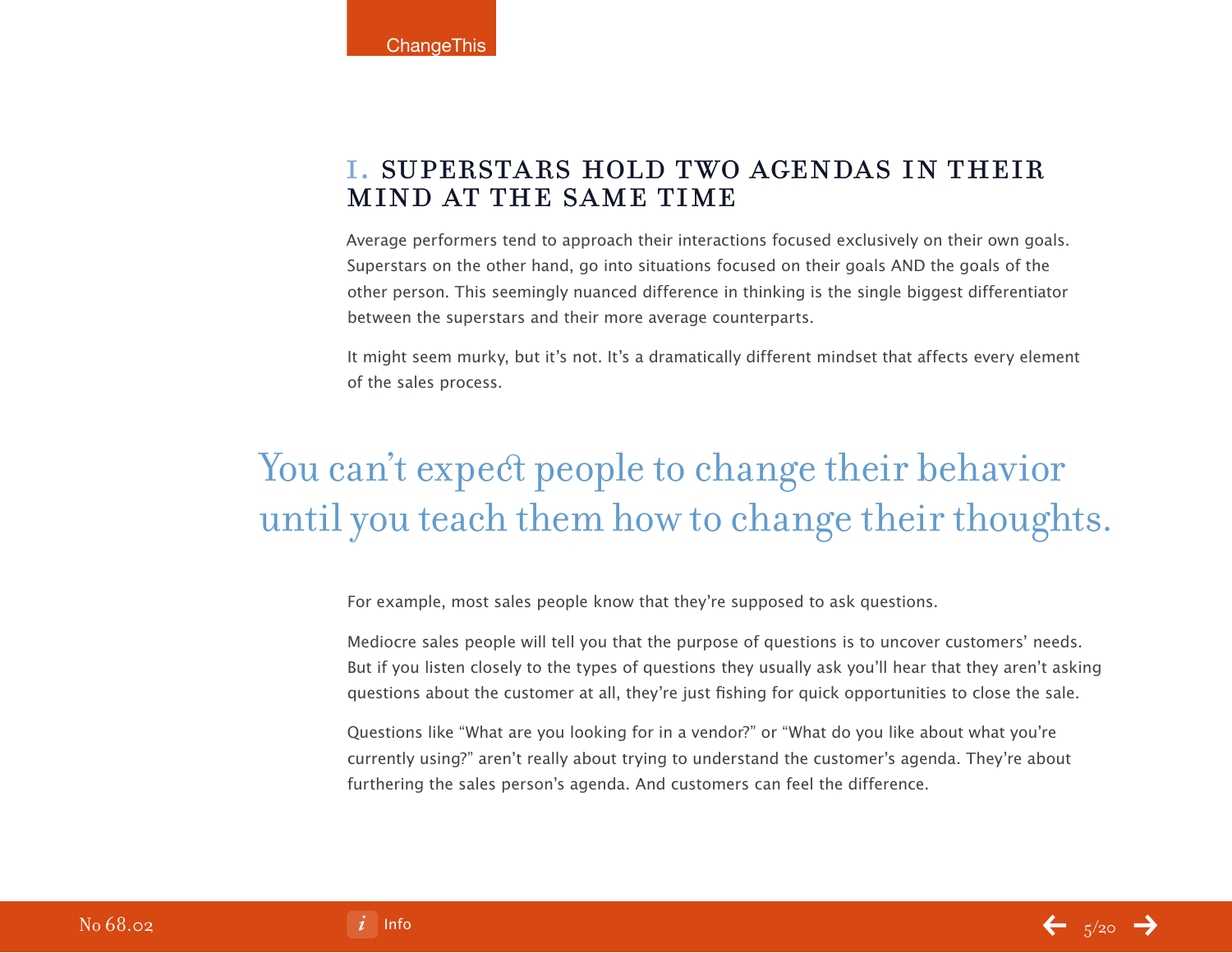## I. SUPERSTARS HOLD TWO AGENDAS IN THEIR MIND AT THE SAME TIME

Average performers tend to approach their interactions focused exclusively on their own goals. Superstars on the other hand, go into situations focused on their goals AND the goals of the other person. This seemingly nuanced difference in thinking is the single biggest differentiator between the superstars and their more average counterparts.

It might seem murky, but it's not. It's a dramatically different mindset that affects every element of the sales process.

> You can't expect people to change their behavior until you teach them how to change their thoughts.

For example, most sales people know that they're supposed to ask questions.

Mediocre sales people will tell you that the purpose of questions is to uncover customers' needs. But if you listen closely to the types of questions they usually ask you'll hear that they aren't asking questions about the customer at all, they're just fishing for quick opportunities to close the sale.

Questions like "What are you looking for in a vendor?" or "What do you like about what you're currently using?" aren't really about trying to understand the customer's agenda. They're about furthering the sales person's agenda. And customers can feel the difference.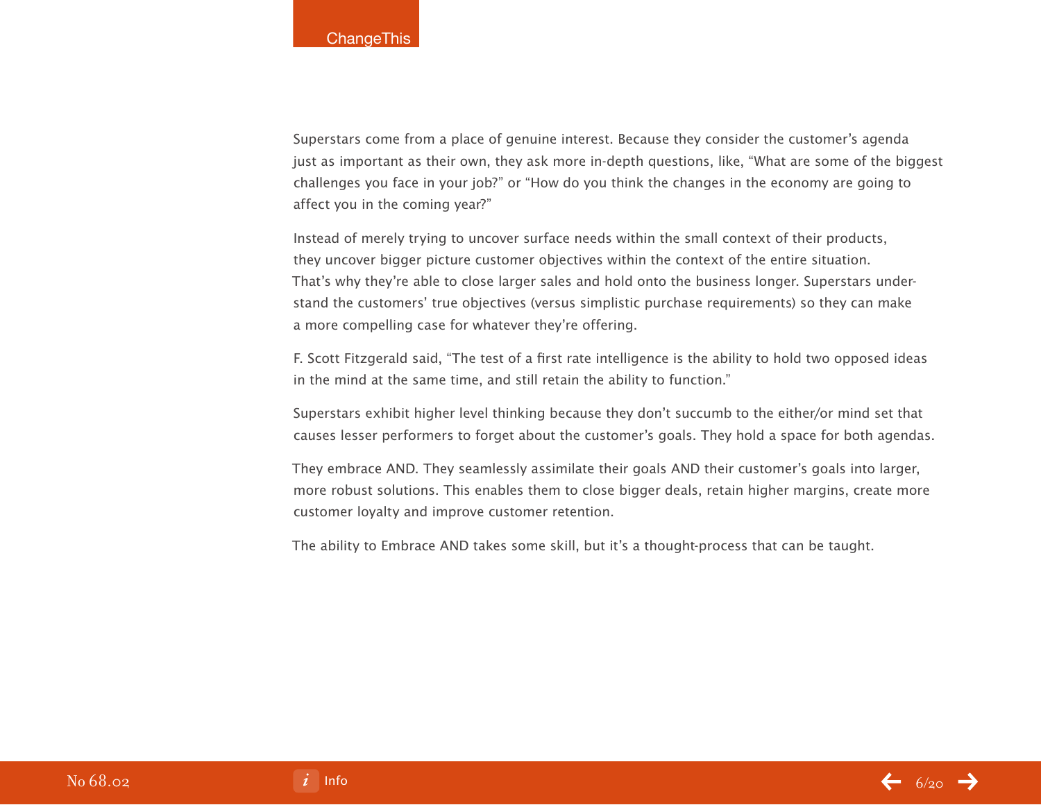Superstars come from a place of genuine interest. Because they consider the customer's agenda just as important as their own, they ask more in-depth questions, like, "What are some of the biggest challenges you face in your job?" or "How do you think the changes in the economy are going to affect you in the coming year?"

Instead of merely trying to uncover surface needs within the small context of their products, they uncover bigger picture customer objectives within the context of the entire situation. That's why they're able to close larger sales and hold onto the business longer. Superstars understand the customers' true objectives (versus simplistic purchase requirements) so they can make a more compelling case for whatever they're offering.

F. Scott Fitzgerald said, "The test of a first rate intelligence is the ability to hold two opposed ideas in the mind at the same time, and still retain the ability to function."

Superstars exhibit higher level thinking because they don't succumb to the either/or mind set that causes lesser performers to forget about the customer's goals. They hold a space for both agendas.

They embrace AND. They seamlessly assimilate their goals AND their customer's goals into larger, more robust solutions. This enables them to close bigger deals, retain higher margins, create more customer loyalty and improve customer retention.

The ability to Embrace AND takes some skill, but it's a thought-process that can be taught.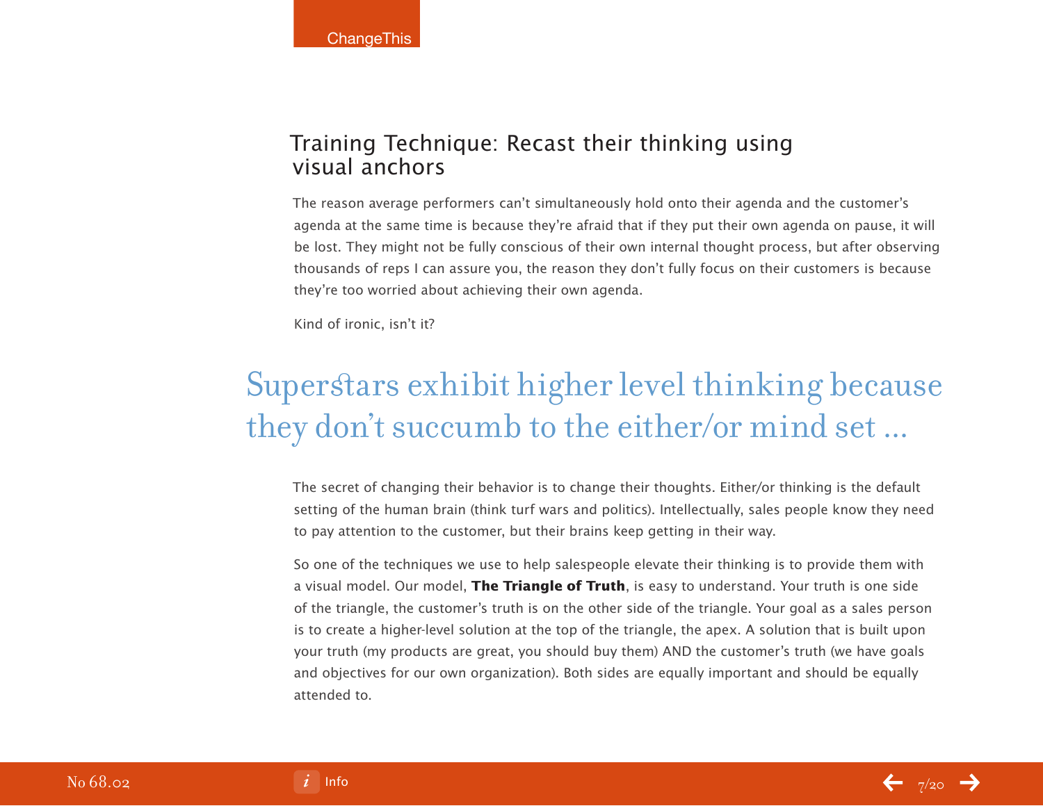## Training Technique: Recast their thinking using visual anchors

The reason average performers can't simultaneously hold onto their agenda and the customer's agenda at the same time is because they're afraid that if they put their own agenda on pause, it will be lost. They might not be fully conscious of their own internal thought process, but after observing thousands of reps I can assure you, the reason they don't fully focus on their customers is because they're too worried about achieving their own agenda.

Kind of ironic, isn't it?

> Superstars exhibit higher level thinking because they don't succumb to the either/or mind set ...

The secret of changing their behavior is to change their thoughts. Either/or thinking is the default setting of the human brain (think turf wars and politics). Intellectually, sales people know they need to pay attention to the customer, but their brains keep getting in their way.

So one of the techniques we use to help salespeople elevate their thinking is to provide them with a visual model. Our model, **The Triangle of Truth**, is easy to understand. Your truth is one side of the triangle, the customer's truth is on the other side of the triangle. Your goal as a sales person is to create a higher-level solution at the top of the triangle, the apex. A solution that is built upon your truth (my products are great, you should buy them) AND the customer's truth (we have goals and objectives for our own organization). Both sides are equally important and should be equally attended to.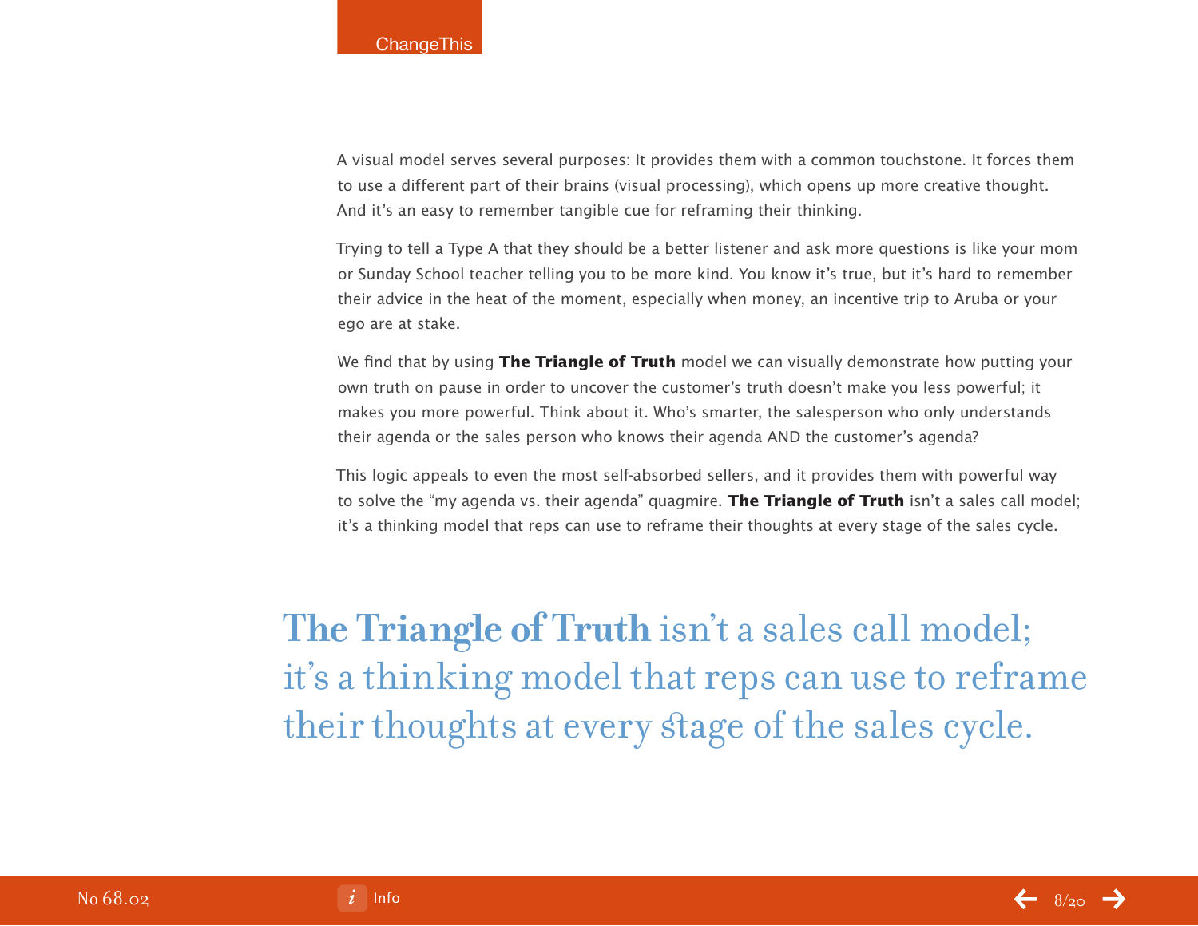A visual model serves several purposes: It provides them with a common touchstone. It forces them to use a different part of their brains (visual processing), which opens up more creative thought. And it's an easy to remember tangible cue for reframing their thinking.

Trying to tell a Type A that they should be a better listener and ask more questions is like your mom or Sunday School teacher telling you to be more kind. You know it's true, but it's hard to remember their advice in the heat of the moment, especially when money, an incentive trip to Aruba or your ego are at stake.

We find that by using **The Triangle of Truth** model we can visually demonstrate how putting your own truth on pause in order to uncover the customer's truth doesn't make you less powerful; it makes you more powerful. Think about it. Who's smarter, the salesperson who only understands their agenda or the sales person who knows their agenda AND the customer's agenda?

This logic appeals to even the most self-absorbed sellers, and it provides them with powerful way to solve the "my agenda vs. their agenda" quagmire. **The Triangle of Truth** isn't a sales call model; it's a thinking model that reps can use to reframe their thoughts at every stage of the sales cycle.

> **The Triangle of Truth** isn't a sales call model; it's a thinking model that reps can use to reframe their thoughts at every stage of the sales cycle.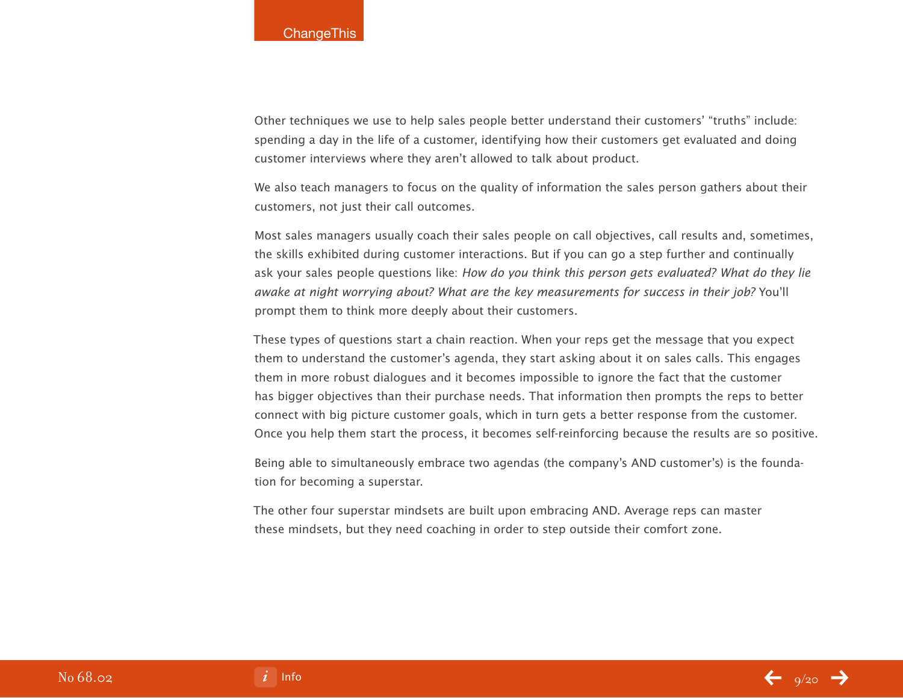Other techniques we use to help sales people better understand their customers' "truths" include: spending a day in the life of a customer, identifying how their customers get evaluated and doing customer interviews where they aren't allowed to talk about product.

We also teach managers to focus on the quality of information the sales person gathers about their customers, not just their call outcomes.

Most sales managers usually coach their sales people on call objectives, call results and, sometimes, the skills exhibited during customer interactions. But if you can go a step further and continually ask your sales people questions like: *How do you think this person gets evaluated? What do they lie awake at night worrying about? What are the key measurements for success in their job?* You'll prompt them to think more deeply about their customers.

These types of questions start a chain reaction. When your reps get the message that you expect them to understand the customer's agenda, they start asking about it on sales calls. This engages them in more robust dialogues and it becomes impossible to ignore the fact that the customer has bigger objectives than their purchase needs. That information then prompts the reps to better connect with big picture customer goals, which in turn gets a better response from the customer. Once you help them start the process, it becomes self-reinforcing because the results are so positive.

Being able to simultaneously embrace two agendas (the company's AND customer's) is the foundation for becoming a superstar.

The other four superstar mindsets are built upon embracing AND. Average reps can master these mindsets, but they need coaching in order to step outside their comfort zone.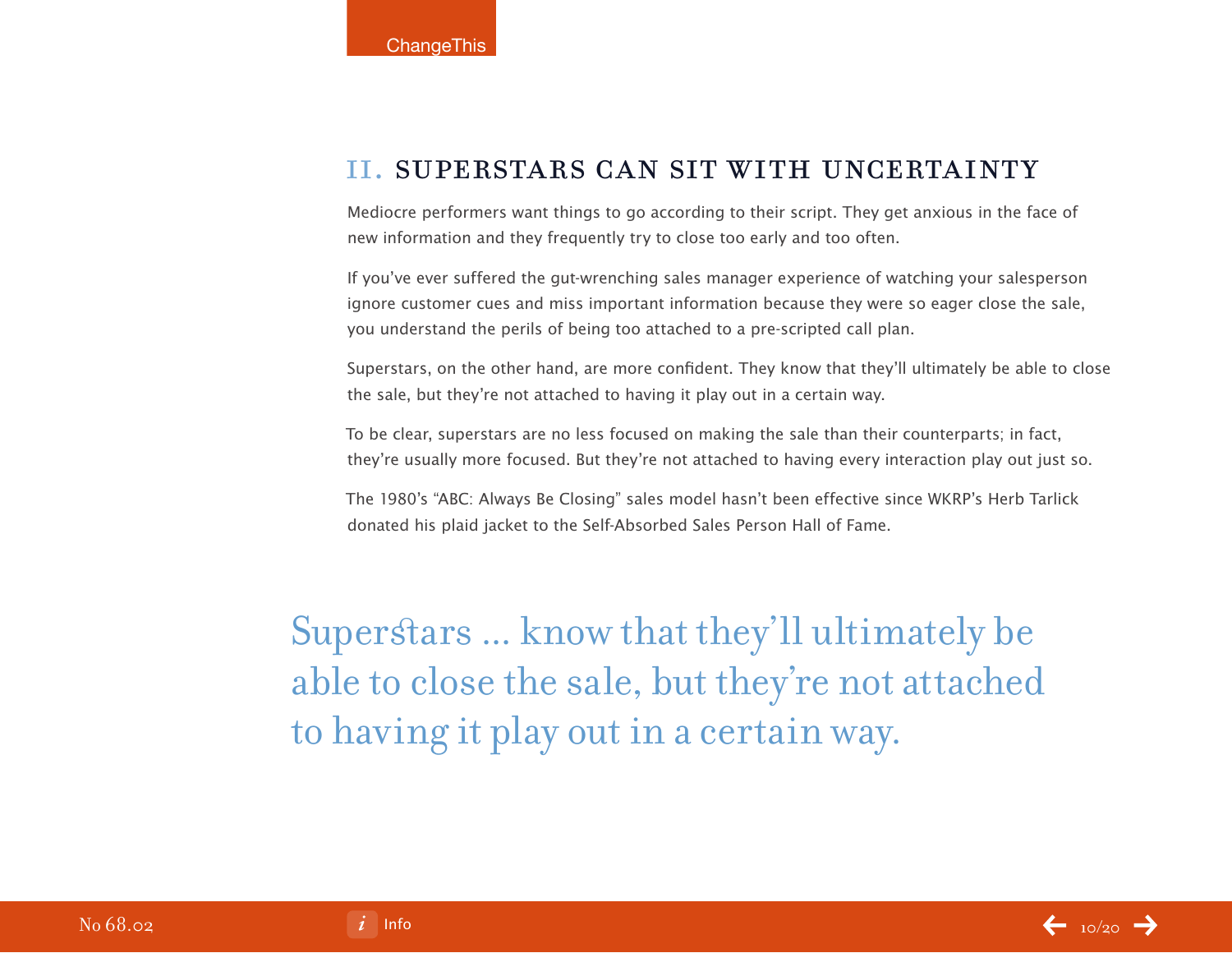## II. SUPERSTARS CAN SIT WITH UNCERTAINTY

Mediocre performers want things to go according to their script. They get anxious in the face of new information and they frequently try to close too early and too often.

If you've ever suffered the gut-wrenching sales manager experience of watching your salesperson ignore customer cues and miss important information because they were so eager close the sale, you understand the perils of being too attached to a pre-scripted call plan.

Superstars, on the other hand, are more confident. They know that they'll ultimately be able to close the sale, but they're not attached to having it play out in a certain way.

To be clear, superstars are no less focused on making the sale than their counterparts; in fact, they're usually more focused. But they're not attached to having every interaction play out just so.

The 1980's "ABC: Always Be Closing" sales model hasn't been effective since WKRP's Herb Tarlick donated his plaid jacket to the Self-Absorbed Sales Person Hall of Fame.

> Superstars ... know that they'll ultimately be able to close the sale, but they're not attached to having it play out in a certain way.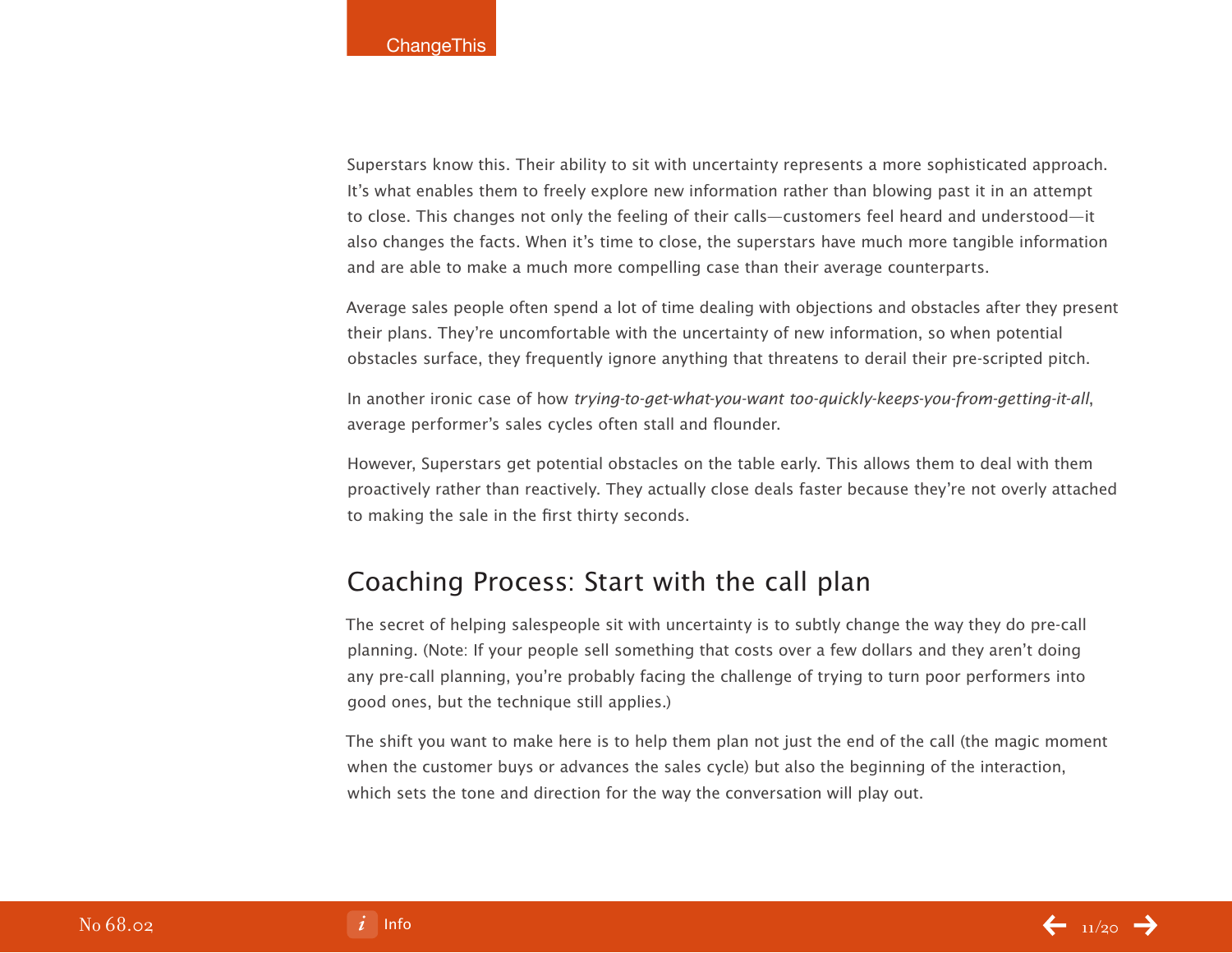Superstars know this. Their ability to sit with uncertainty represents a more sophisticated approach. It's what enables them to freely explore new information rather than blowing past it in an attempt to close. This changes not only the feeling of their calls—customers feel heard and understood—it also changes the facts. When it's time to close, the superstars have much more tangible information and are able to make a much more compelling case than their average counterparts.

Average sales people often spend a lot of time dealing with objections and obstacles after they present their plans. They're uncomfortable with the uncertainty of new information, so when potential obstacles surface, they frequently ignore anything that threatens to derail their pre-scripted pitch.

In another ironic case of how *trying-to-get-what-you-want too-quickly-keeps-you-from-getting-it-all*, average performer's sales cycles often stall and flounder.

However, Superstars get potential obstacles on the table early. This allows them to deal with them proactively rather than reactively. They actually close deals faster because they're not overly attached to making the sale in the first thirty seconds.

## Coaching Process: Start with the call plan

The secret of helping salespeople sit with uncertainty is to subtly change the way they do pre-call planning. (Note: If your people sell something that costs over a few dollars and they aren't doing any pre-call planning, you're probably facing the challenge of trying to turn poor performers into good ones, but the technique still applies.)

The shift you want to make here is to help them plan not just the end of the call (the magic moment when the customer buys or advances the sales cycle) but also the beginning of the interaction, which sets the tone and direction for the way the conversation will play out.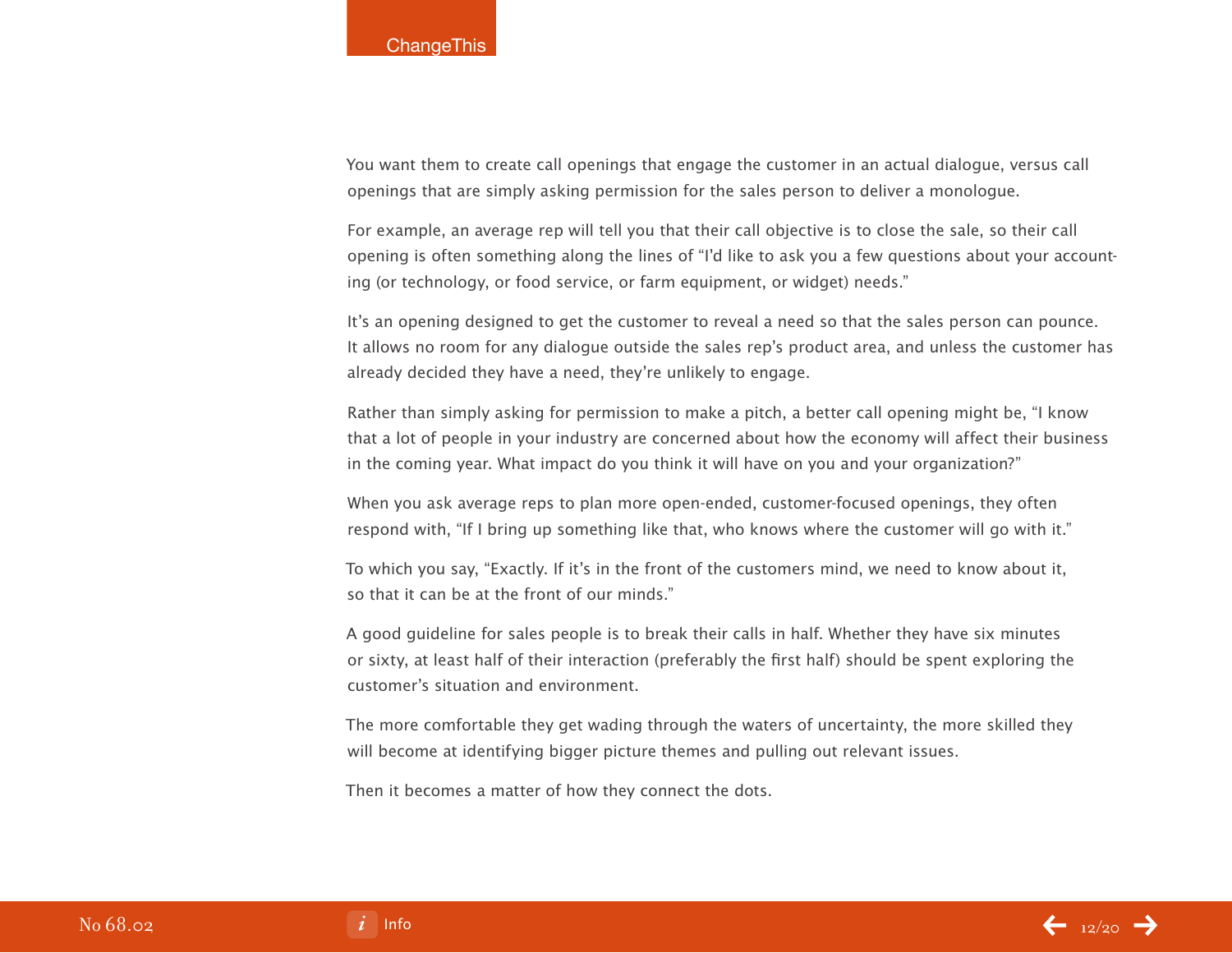You want them to create call openings that engage the customer in an actual dialogue, versus call openings that are simply asking permission for the sales person to deliver a monologue.

For example, an average rep will tell you that their call objective is to close the sale, so their call opening is often something along the lines of "I'd like to ask you a few questions about your accounting (or technology, or food service, or farm equipment, or widget) needs."

It's an opening designed to get the customer to reveal a need so that the sales person can pounce. It allows no room for any dialogue outside the sales rep's product area, and unless the customer has already decided they have a need, they're unlikely to engage.

Rather than simply asking for permission to make a pitch, a better call opening might be, "I know that a lot of people in your industry are concerned about how the economy will affect their business in the coming year. What impact do you think it will have on you and your organization?"

When you ask average reps to plan more open-ended, customer-focused openings, they often respond with, "If I bring up something like that, who knows where the customer will go with it."

To which you say, "Exactly. If it's in the front of the customers mind, we need to know about it, so that it can be at the front of our minds."

A good guideline for sales people is to break their calls in half. Whether they have six minutes or sixty, at least half of their interaction (preferably the first half) should be spent exploring the customer's situation and environment.

The more comfortable they get wading through the waters of uncertainty, the more skilled they will become at identifying bigger picture themes and pulling out relevant issues.

Then it becomes a matter of how they connect the dots.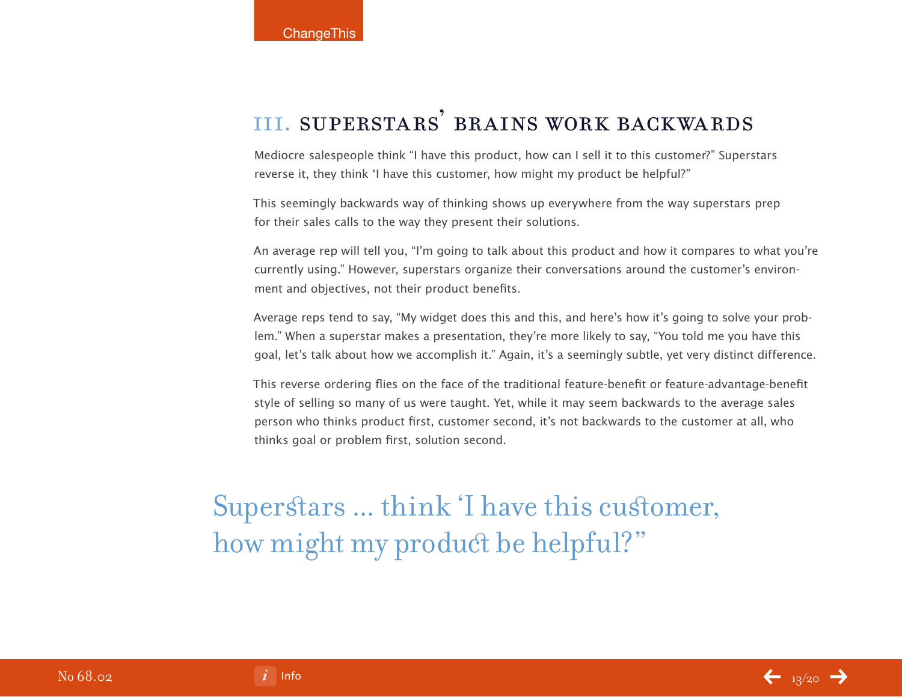## III. Superstars' Brains Work Backwards

Mediocre salespeople think "I have this product, how can I sell it to this customer?" Superstars reverse it, they think 'I have this customer, how might my product be helpful?"

This seemingly backwards way of thinking shows up everywhere from the way superstars prep for their sales calls to the way they present their solutions.

An average rep will tell you, "I'm going to talk about this product and how it compares to what you're currently using." However, superstars organize their conversations around the customer's environment and objectives, not their product benefits.

Average reps tend to say, "My widget does this and this, and here's how it's going to solve your problem." When a superstar makes a presentation, they're more likely to say, "You told me you have this goal, let's talk about how we accomplish it." Again, it's a seemingly subtle, yet very distinct difference.

This reverse ordering flies on the face of the traditional feature-benefit or feature-advantage-benefit style of selling so many of us were taught. Yet, while it may seem backwards to the average sales person who thinks product first, customer second, it's not backwards to the customer at all, who thinks goal or problem first, solution second.

> Superstars ... think 'I have this customer, how might my product be helpful?"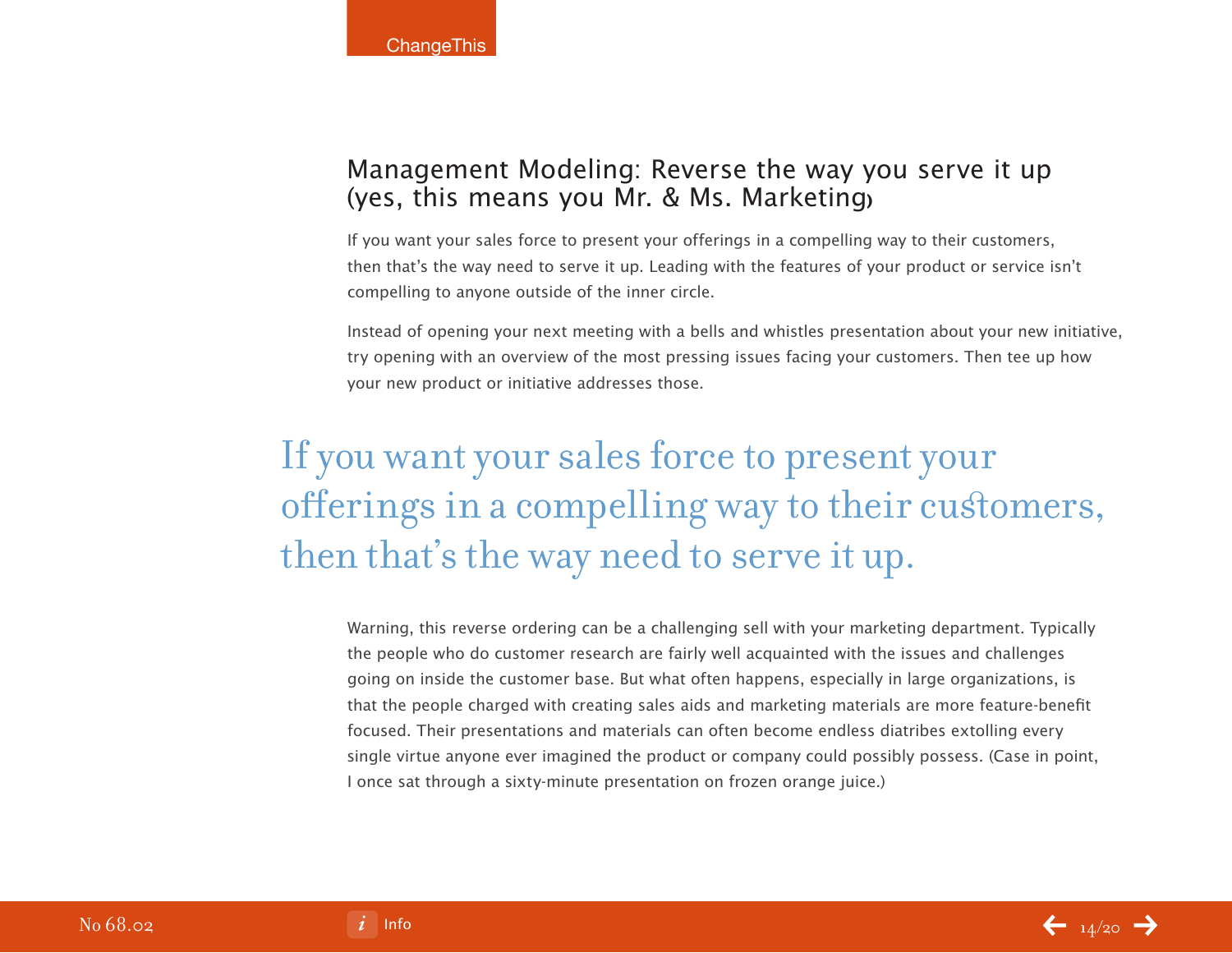## Management Modeling: Reverse the way you serve it up (yes, this means you Mr. & Ms. Marketing)

If you want your sales force to present your offerings in a compelling way to their customers, then that's the way need to serve it up. Leading with the features of your product or service isn't compelling to anyone outside of the inner circle.

Instead of opening your next meeting with a bells and whistles presentation about your new initiative, try opening with an overview of the most pressing issues facing your customers. Then tee up how your new product or initiative addresses those.

> If you want your sales force to present your offerings in a compelling way to their customers, then that's the way need to serve it up.

Warning, this reverse ordering can be a challenging sell with your marketing department. Typically the people who do customer research are fairly well acquainted with the issues and challenges going on inside the customer base. But what often happens, especially in large organizations, is that the people charged with creating sales aids and marketing materials are more feature-benefit focused. Their presentations and materials can often become endless diatribes extolling every single virtue anyone ever imagined the product or company could possibly possess. (Case in point, I once sat through a sixty-minute presentation on frozen orange juice.)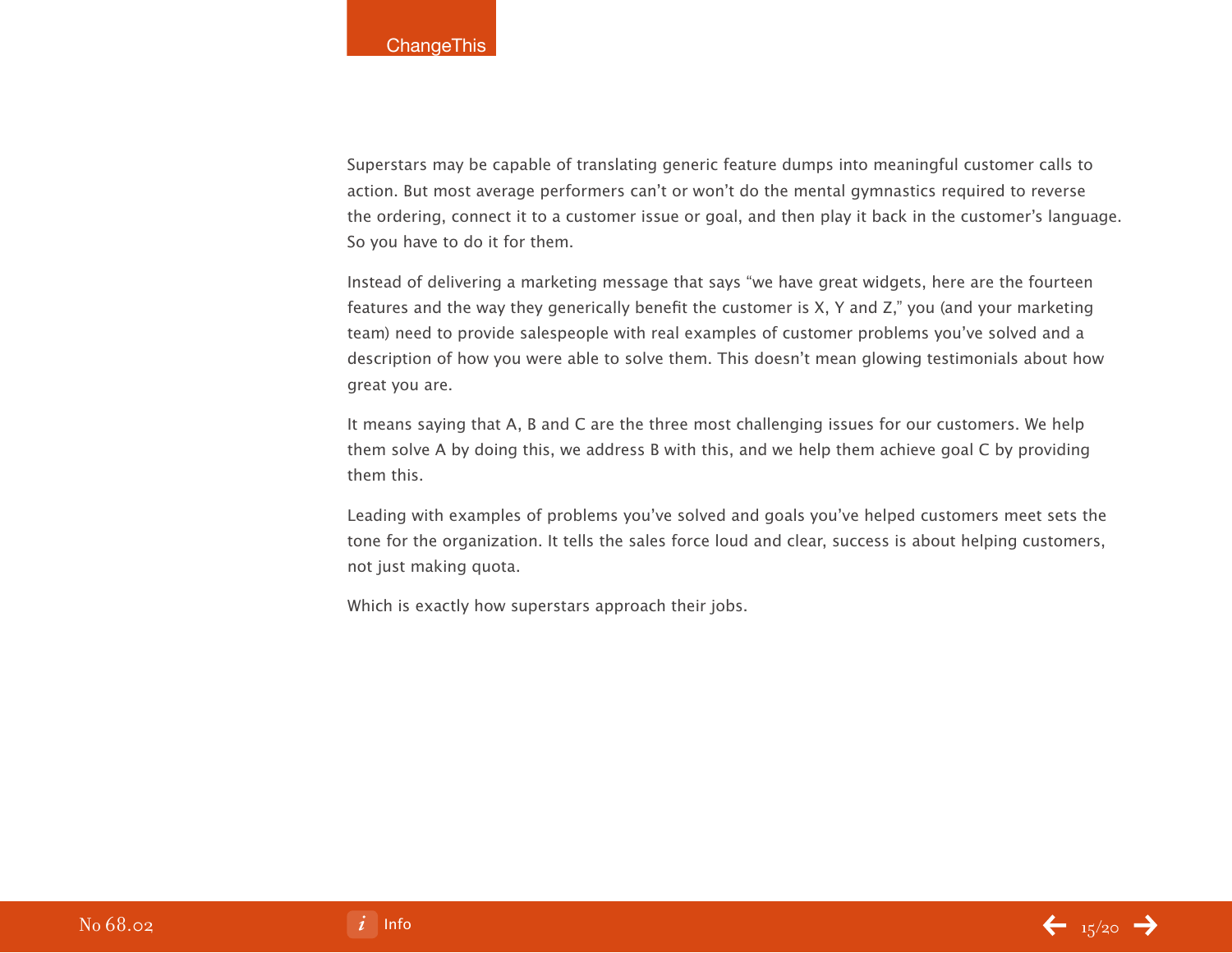Superstars may be capable of translating generic feature dumps into meaningful customer calls to action. But most average performers can't or won't do the mental gymnastics required to reverse the ordering, connect it to a customer issue or goal, and then play it back in the customer's language. So you have to do it for them.

Instead of delivering a marketing message that says "we have great widgets, here are the fourteen features and the way they generically benefit the customer is X, Y and Z," you (and your marketing team) need to provide salespeople with real examples of customer problems you've solved and a description of how you were able to solve them. This doesn't mean glowing testimonials about how great you are.

It means saying that A, B and C are the three most challenging issues for our customers. We help them solve A by doing this, we address B with this, and we help them achieve goal C by providing them this.

Leading with examples of problems you've solved and goals you've helped customers meet sets the tone for the organization. It tells the sales force loud and clear, success is about helping customers, not just making quota.

Which is exactly how superstars approach their jobs.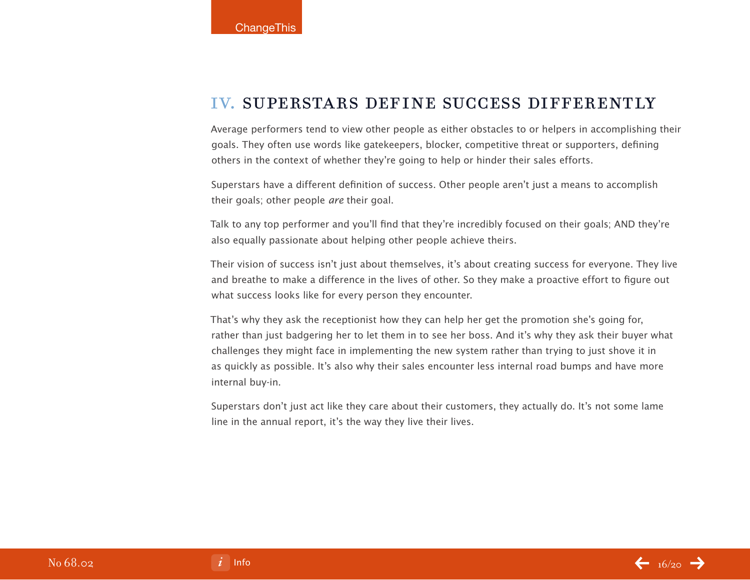## IV. SUPERSTARS DEFINE SUCCESS DIFFERENTLY

Average performers tend to view other people as either obstacles to or helpers in accomplishing their goals. They often use words like gatekeepers, blocker, competitive threat or supporters, defining others in the context of whether they're going to help or hinder their sales efforts.

Superstars have a different definition of success. Other people aren't just a means to accomplish their goals; other people *are* their goal.

Talk to any top performer and you'll find that they're incredibly focused on their goals; AND they're also equally passionate about helping other people achieve theirs.

Their vision of success isn't just about themselves, it's about creating success for everyone. They live and breathe to make a difference in the lives of other. So they make a proactive effort to figure out what success looks like for every person they encounter.

That's why they ask the receptionist how they can help her get the promotion she's going for, rather than just badgering her to let them in to see her boss. And it's why they ask their buyer what challenges they might face in implementing the new system rather than trying to just shove it in as quickly as possible. It's also why their sales encounter less internal road bumps and have more internal buy-in.

Superstars don't just act like they care about their customers, they actually do. It's not some lame line in the annual report, it's the way they live their lives.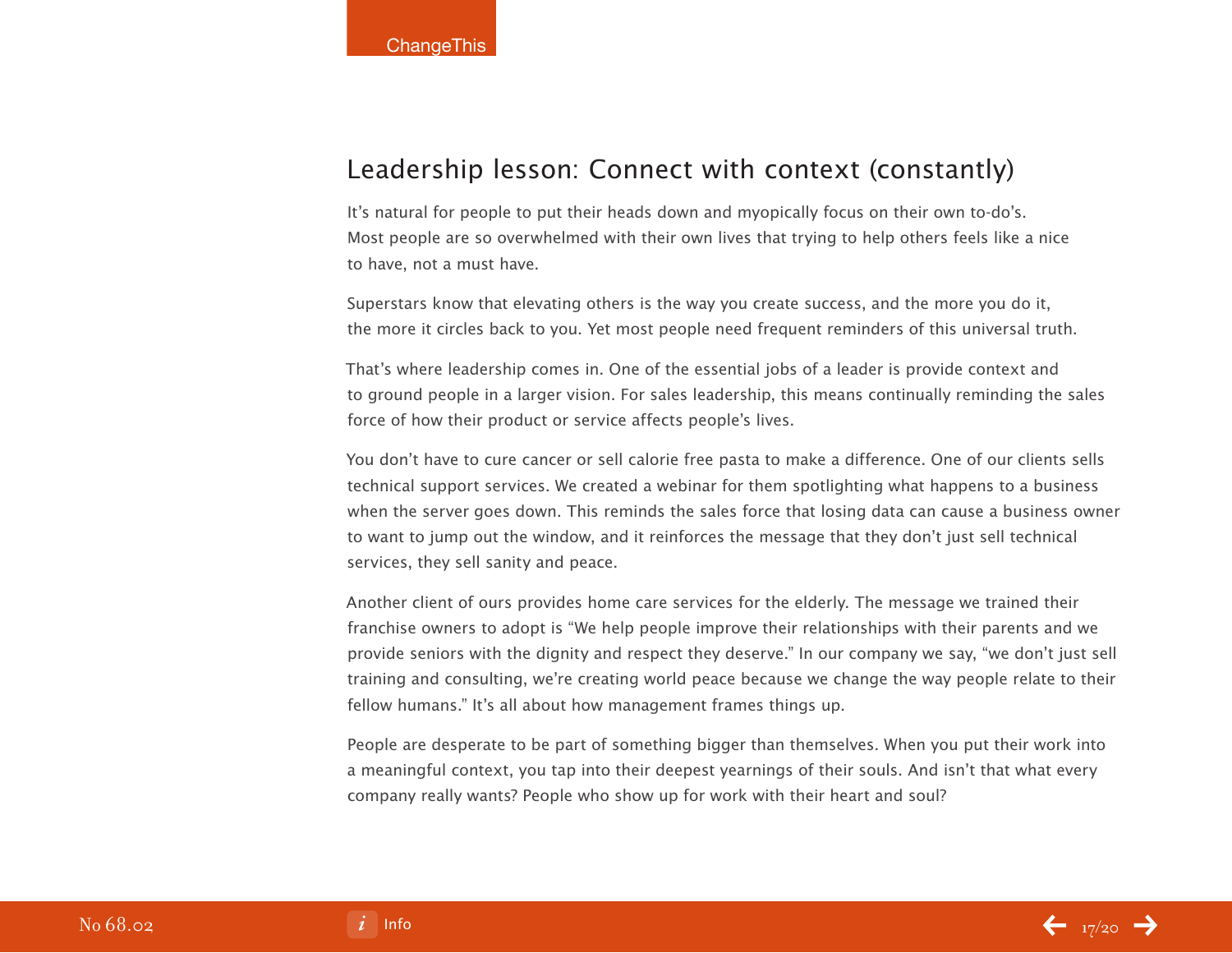## Leadership lesson: Connect with context (constantly)

It's natural for people to put their heads down and myopically focus on their own to-do's. Most people are so overwhelmed with their own lives that trying to help others feels like a nice to have, not a must have.

Superstars know that elevating others is the way you create success, and the more you do it, the more it circles back to you. Yet most people need frequent reminders of this universal truth.

That's where leadership comes in. One of the essential jobs of a leader is provide context and to ground people in a larger vision. For sales leadership, this means continually reminding the sales force of how their product or service affects people's lives.

You don't have to cure cancer or sell calorie free pasta to make a difference. One of our clients sells technical support services. We created a webinar for them spotlighting what happens to a business when the server goes down. This reminds the sales force that losing data can cause a business owner to want to jump out the window, and it reinforces the message that they don't just sell technical services, they sell sanity and peace.

Another client of ours provides home care services for the elderly. The message we trained their franchise owners to adopt is "We help people improve their relationships with their parents and we provide seniors with the dignity and respect they deserve." In our company we say, "we don't just sell training and consulting, we're creating world peace because we change the way people relate to their fellow humans." It's all about how management frames things up.

People are desperate to be part of something bigger than themselves. When you put their work into a meaningful context, you tap into their deepest yearnings of their souls. And isn't that what every company really wants? People who show up for work with their heart and soul?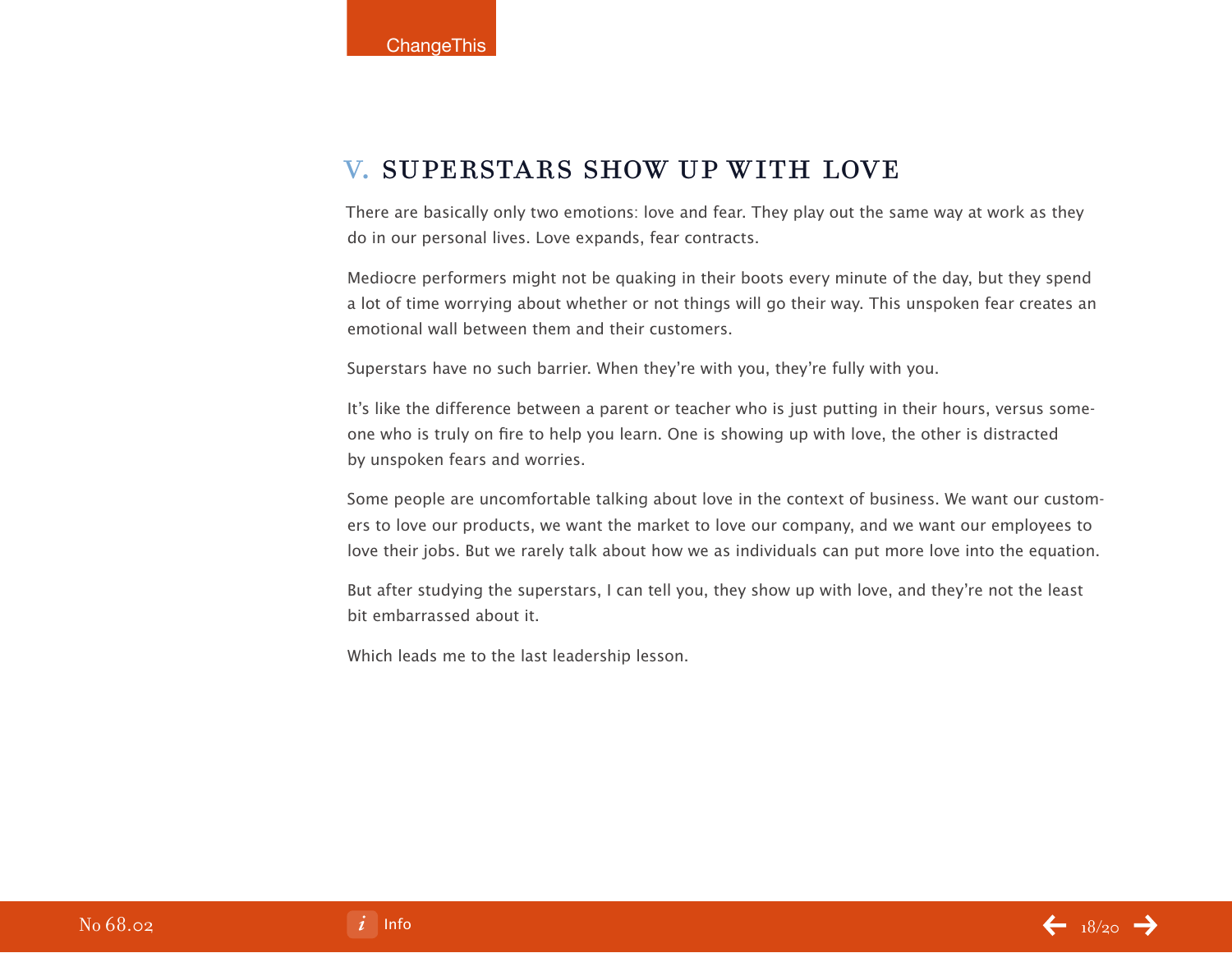## V. SUPERSTARS SHOW UP WITH LOVE

There are basically only two emotions: love and fear. They play out the same way at work as they do in our personal lives. Love expands, fear contracts.

Mediocre performers might not be quaking in their boots every minute of the day, but they spend a lot of time worrying about whether or not things will go their way. This unspoken fear creates an emotional wall between them and their customers.

Superstars have no such barrier. When they're with you, they're fully with you.

It's like the difference between a parent or teacher who is just putting in their hours, versus someone who is truly on fire to help you learn. One is showing up with love, the other is distracted by unspoken fears and worries.

Some people are uncomfortable talking about love in the context of business. We want our customers to love our products, we want the market to love our company, and we want our employees to love their jobs. But we rarely talk about how we as individuals can put more love into the equation.

But after studying the superstars, I can tell you, they show up with love, and they're not the least bit embarrassed about it.

Which leads me to the last leadership lesson.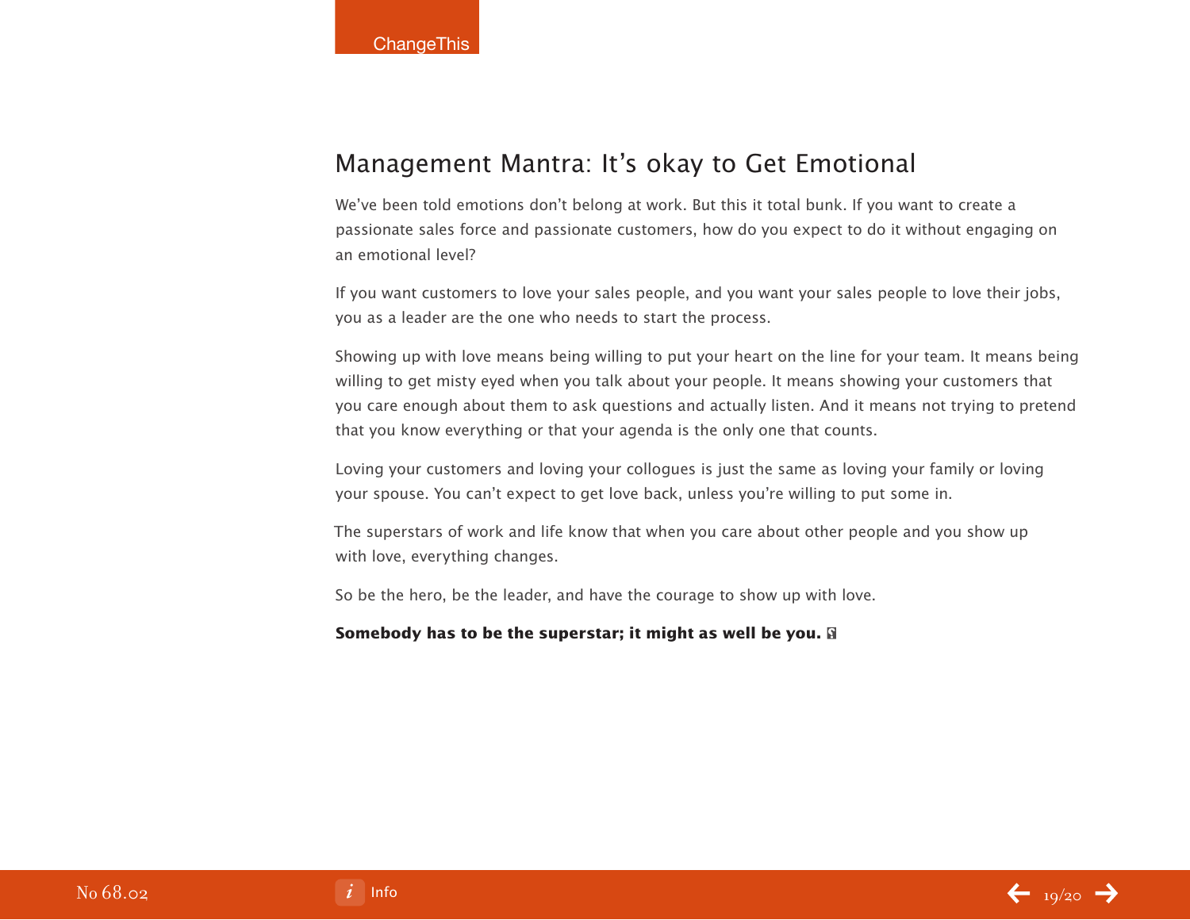## Management Mantra: It's okay to Get Emotional

We've been told emotions don't belong at work. But this it total bunk. If you want to create a passionate sales force and passionate customers, how do you expect to do it without engaging on an emotional level?

If you want customers to love your sales people, and you want your sales people to love their jobs, you as a leader are the one who needs to start the process.

Showing up with love means being willing to put your heart on the line for your team. It means being willing to get misty eyed when you talk about your people. It means showing your customers that you care enough about them to ask questions and actually listen. And it means not trying to pretend that you know everything or that your agenda is the only one that counts.

Loving your customers and loving your collogues is just the same as loving your family or loving your spouse. You can't expect to get love back, unless you're willing to put some in.

The superstars of work and life know that when you care about other people and you show up with love, everything changes.

So be the hero, be the leader, and have the courage to show up with love.

**Somebody has to be the superstar; it might as well be you.**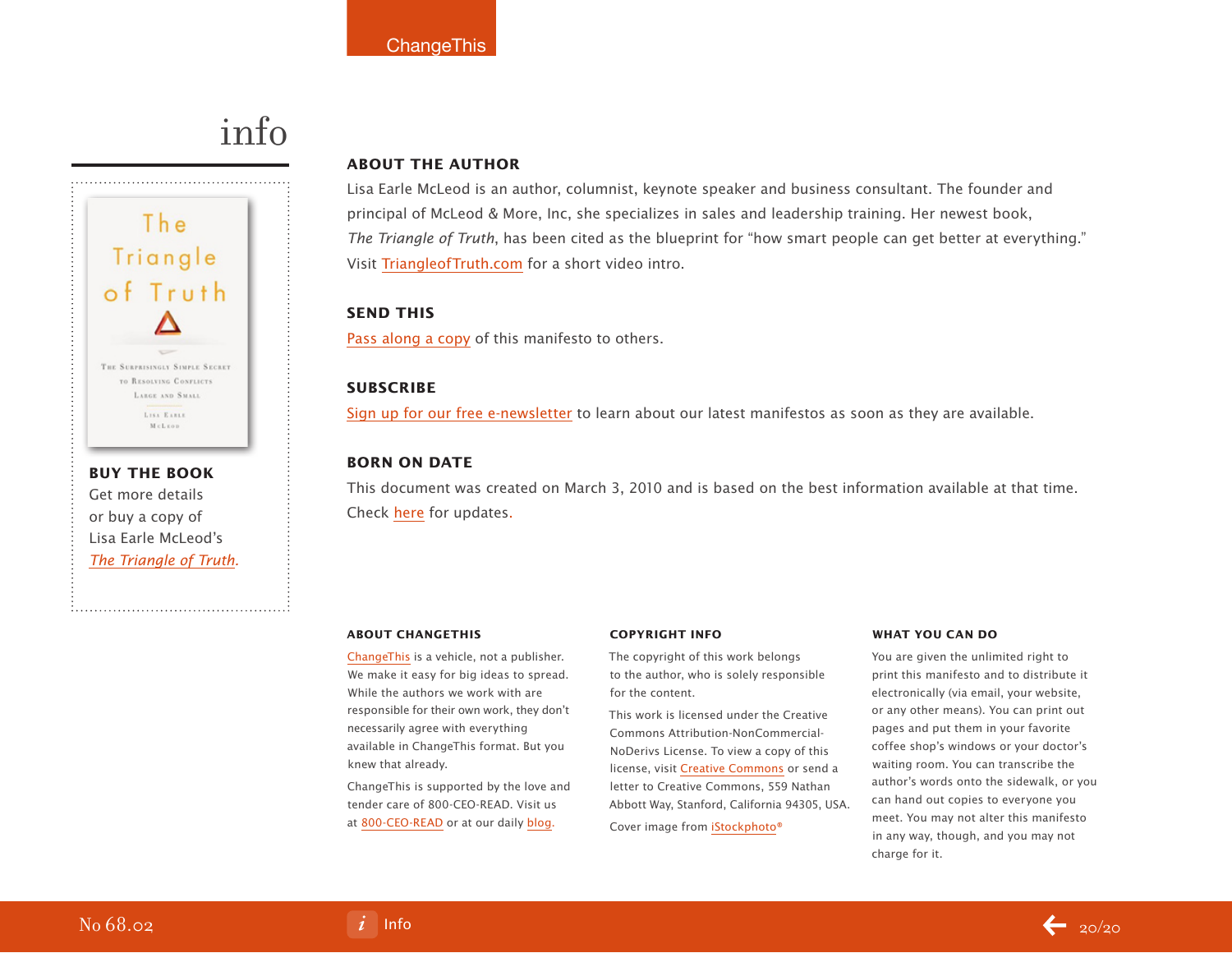# info

**BUY THE BOOK**
Get more details or buy a copy of Lisa Earle McLeod's *The Triangle of Truth*.

## ABOUT THE AUTHOR

Lisa Earle McLeod is an author, columnist, keynote speaker and business consultant. The founder and principal of McLeod & More, Inc, she specializes in sales and leadership training. Her newest book, *The Triangle of Truth*, has been cited as the blueprint for "how smart people can get better at everything." Visit TriangleofTruth.com for a short video intro.

## SEND THIS

Pass along a copy of this manifesto to others.

## SUBSCRIBE

Sign up for our free e-newsletter to learn about our latest manifestos as soon as they are available.

## BORN ON DATE

This document was created on March 3, 2010 and is based on the best information available at that time. Check here for updates.

### ABOUT CHANGETHIS

ChangeThis is a vehicle, not a publisher. We make it easy for big ideas to spread. While the authors we work with are responsible for their own work, they don't necessarily agree with everything available in ChangeThis format. But you knew that already.

ChangeThis is supported by the love and tender care of 800-CEO-READ. Visit us at 800-CEO-READ or at our daily blog.

### COPYRIGHT INFO

The copyright of this work belongs to the author, who is solely responsible for the content.

This work is licensed under the Creative Commons Attribution-NonCommercial-NoDerivs License. To view a copy of this license, visit Creative Commons or send a letter to Creative Commons, 559 Nathan Abbott Way, Stanford, California 94305, USA.

Cover image from iStockphoto®

### WHAT YOU CAN DO

You are given the unlimited right to print this manifesto and to distribute it electronically (via email, your website, or any other means). You can print out pages and put them in your favorite coffee shop's windows or your doctor's waiting room. You can transcribe the author's words onto the sidewalk, or you can hand out copies to everyone you meet. You may not alter this manifesto in any way, though, and you may not charge for it.